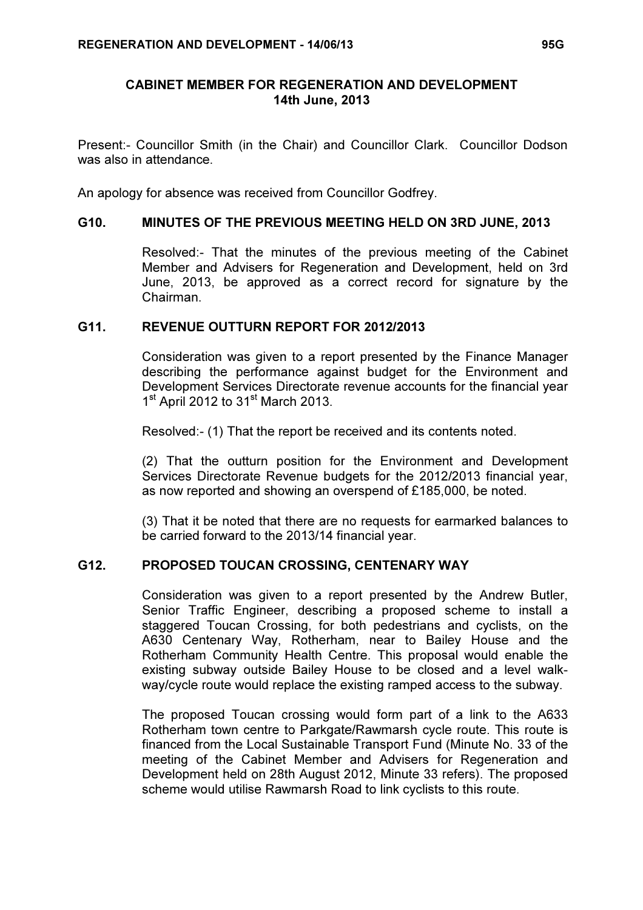# CABINET MEMBER FOR REGENERATION AND DEVELOPMENT
## 14th June, 2013

Present:- Councillor Smith (in the Chair) and Councillor Clark. Councillor Dodson was also in attendance.

An apology for absence was received from Councillor Godfrey.

### G10. MINUTES OF THE PREVIOUS MEETING HELD ON 3RD JUNE, 2013

Resolved:- That the minutes of the previous meeting of the Cabinet Member and Advisers for Regeneration and Development, held on 3rd June, 2013, be approved as a correct record for signature by the Chairman.

### G11. REVENUE OUTTURN REPORT FOR 2012/2013

Consideration was given to a report presented by the Finance Manager describing the performance against budget for the Environment and Development Services Directorate revenue accounts for the financial year 1st April 2012 to 31st March 2013.

Resolved:- (1) That the report be received and its contents noted.

(2) That the outturn position for the Environment and Development Services Directorate Revenue budgets for the 2012/2013 financial year, as now reported and showing an overspend of £185,000, be noted.

(3) That it be noted that there are no requests for earmarked balances to be carried forward to the 2013/14 financial year.

### G12. PROPOSED TOUCAN CROSSING, CENTENARY WAY

Consideration was given to a report presented by the Andrew Butler, Senior Traffic Engineer, describing a proposed scheme to install a staggered Toucan Crossing, for both pedestrians and cyclists, on the A630 Centenary Way, Rotherham, near to Bailey House and the Rotherham Community Health Centre. This proposal would enable the existing subway outside Bailey House to be closed and a level walk-way/cycle route would replace the existing ramped access to the subway.

The proposed Toucan crossing would form part of a link to the A633 Rotherham town centre to Parkgate/Rawmarsh cycle route. This route is financed from the Local Sustainable Transport Fund (Minute No. 33 of the meeting of the Cabinet Member and Advisers for Regeneration and Development held on 28th August 2012, Minute 33 refers). The proposed scheme would utilise Rawmarsh Road to link cyclists to this route.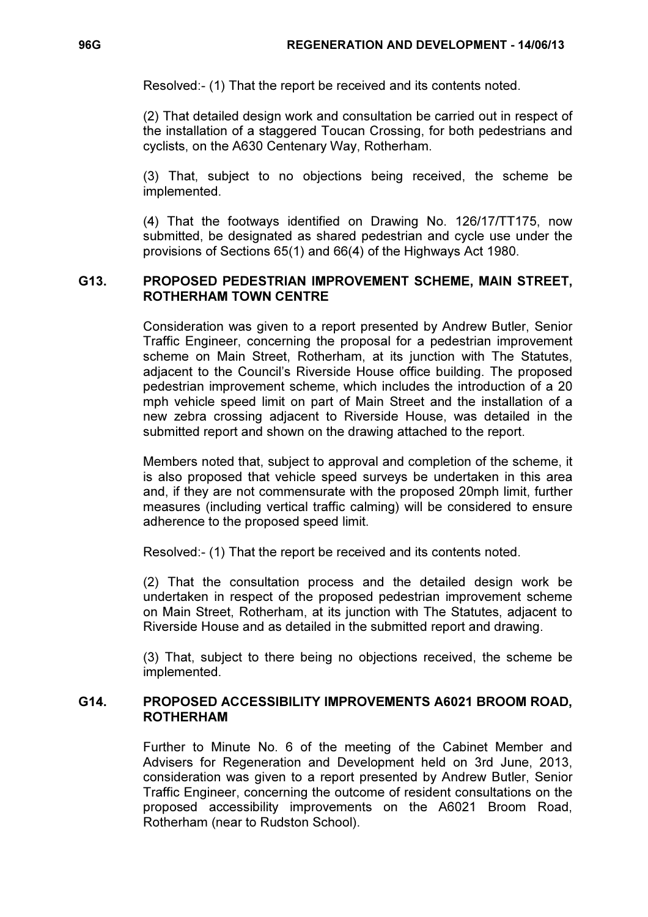Resolved:- (1) That the report be received and its contents noted.

(2) That detailed design work and consultation be carried out in respect of the installation of a staggered Toucan Crossing, for both pedestrians and cyclists, on the A630 Centenary Way, Rotherham.

(3) That, subject to no objections being received, the scheme be implemented.

(4) That the footways identified on Drawing No. 126/17/TT175, now submitted, be designated as shared pedestrian and cycle use under the provisions of Sections 65(1) and 66(4) of the Highways Act 1980.

## G13. PROPOSED PEDESTRIAN IMPROVEMENT SCHEME, MAIN STREET, ROTHERHAM TOWN CENTRE

Consideration was given to a report presented by Andrew Butler, Senior Traffic Engineer, concerning the proposal for a pedestrian improvement scheme on Main Street, Rotherham, at its junction with The Statutes, adjacent to the Council's Riverside House office building. The proposed pedestrian improvement scheme, which includes the introduction of a 20 mph vehicle speed limit on part of Main Street and the installation of a new zebra crossing adjacent to Riverside House, was detailed in the submitted report and shown on the drawing attached to the report.

Members noted that, subject to approval and completion of the scheme, it is also proposed that vehicle speed surveys be undertaken in this area and, if they are not commensurate with the proposed 20mph limit, further measures (including vertical traffic calming) will be considered to ensure adherence to the proposed speed limit.

Resolved:- (1) That the report be received and its contents noted.

(2) That the consultation process and the detailed design work be undertaken in respect of the proposed pedestrian improvement scheme on Main Street, Rotherham, at its junction with The Statutes, adjacent to Riverside House and as detailed in the submitted report and drawing.

(3) That, subject to there being no objections received, the scheme be implemented.

## G14. PROPOSED ACCESSIBILITY IMPROVEMENTS A6021 BROOM ROAD, ROTHERHAM

Further to Minute No. 6 of the meeting of the Cabinet Member and Advisers for Regeneration and Development held on 3rd June, 2013, consideration was given to a report presented by Andrew Butler, Senior Traffic Engineer, concerning the outcome of resident consultations on the proposed accessibility improvements on the A6021 Broom Road, Rotherham (near to Rudston School).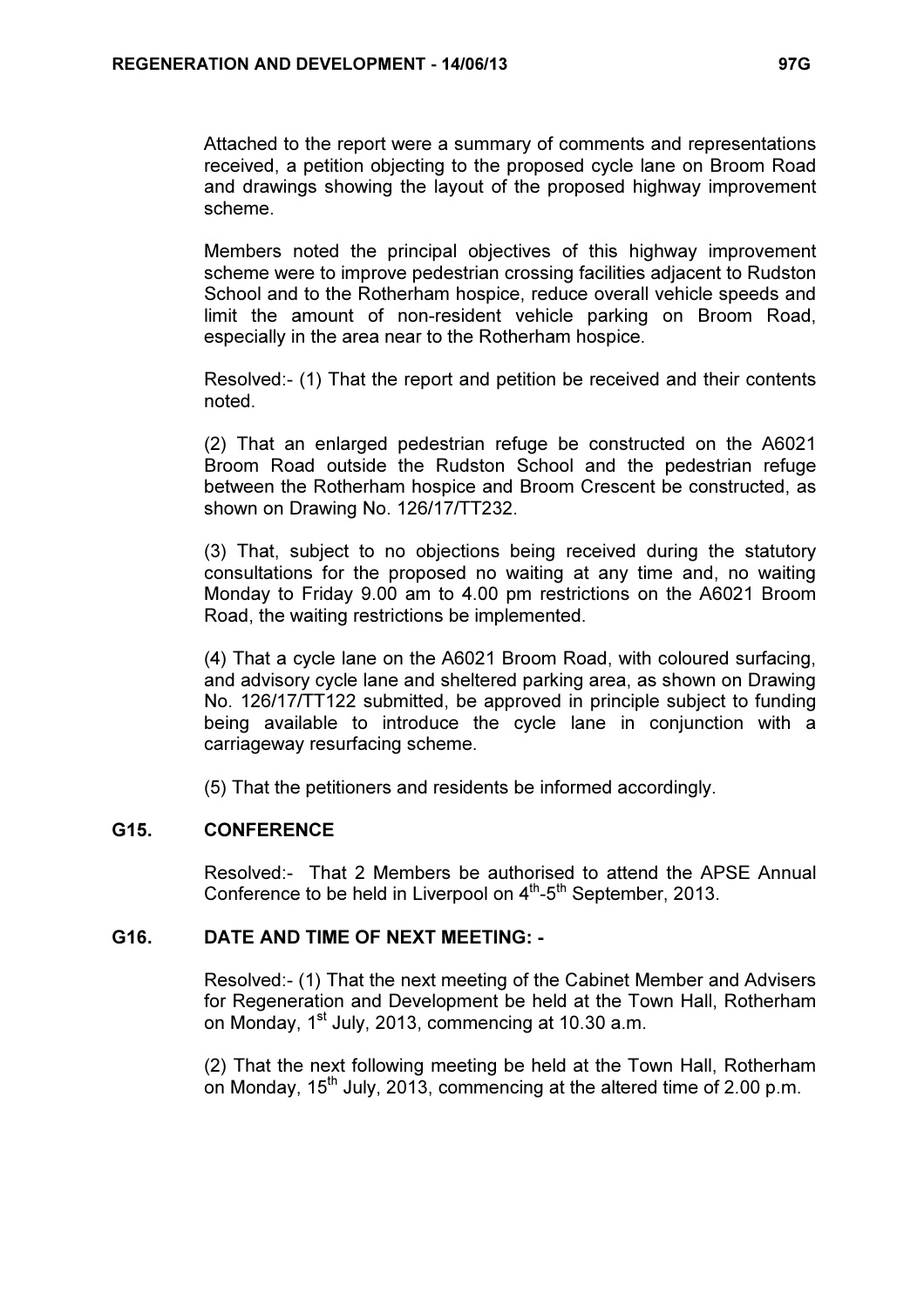Attached to the report were a summary of comments and representations received, a petition objecting to the proposed cycle lane on Broom Road and drawings showing the layout of the proposed highway improvement scheme.

Members noted the principal objectives of this highway improvement scheme were to improve pedestrian crossing facilities adjacent to Rudston School and to the Rotherham hospice, reduce overall vehicle speeds and limit the amount of non-resident vehicle parking on Broom Road, especially in the area near to the Rotherham hospice.

Resolved:- (1) That the report and petition be received and their contents noted.

(2) That an enlarged pedestrian refuge be constructed on the A6021 Broom Road outside the Rudston School and the pedestrian refuge between the Rotherham hospice and Broom Crescent be constructed, as shown on Drawing No. 126/17/TT232.

(3) That, subject to no objections being received during the statutory consultations for the proposed no waiting at any time and, no waiting Monday to Friday 9.00 am to 4.00 pm restrictions on the A6021 Broom Road, the waiting restrictions be implemented.

(4) That a cycle lane on the A6021 Broom Road, with coloured surfacing, and advisory cycle lane and sheltered parking area, as shown on Drawing No. 126/17/TT122 submitted, be approved in principle subject to funding being available to introduce the cycle lane in conjunction with a carriageway resurfacing scheme.

(5) That the petitioners and residents be informed accordingly.

## G15. CONFERENCE

Resolved:- That 2 Members be authorised to attend the APSE Annual Conference to be held in Liverpool on 4th-5th September, 2013.

## G16. DATE AND TIME OF NEXT MEETING: -

Resolved:- (1) That the next meeting of the Cabinet Member and Advisers for Regeneration and Development be held at the Town Hall, Rotherham on Monday, 1st July, 2013, commencing at 10.30 a.m.

(2) That the next following meeting be held at the Town Hall, Rotherham on Monday, 15th July, 2013, commencing at the altered time of 2.00 p.m.